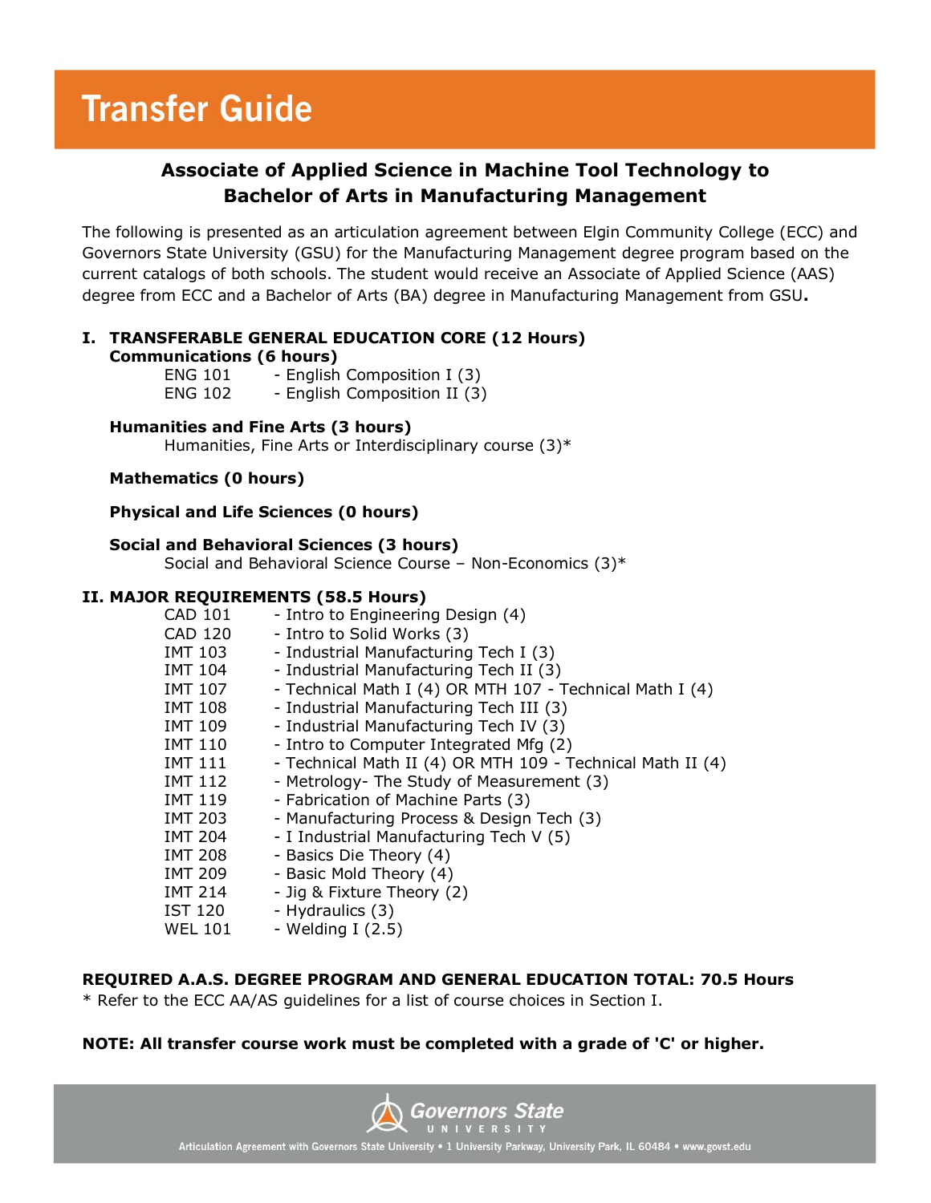# Transfer Guide

## Associate of Applied Science in Machine Tool Technology to Bachelor of Arts in Manufacturing Management

The following is presented as an articulation agreement between Elgin Community College (ECC) and Governors State University (GSU) for the Manufacturing Management degree program based on the current catalogs of both schools. The student would receive an Associate of Applied Science (AAS) degree from ECC and a Bachelor of Arts (BA) degree in Manufacturing Management from GSU**.**

### I. TRANSFERABLE GENERAL EDUCATION CORE (12 Hours)

**Communications (6 hours)**

- ENG 101 - English Composition I (3)
- ENG 102 - English Composition II (3)

**Humanities and Fine Arts (3 hours)**

Humanities, Fine Arts or Interdisciplinary course (3)*

**Mathematics (0 hours)**

**Physical and Life Sciences (0 hours)**

**Social and Behavioral Sciences (3 hours)**

Social and Behavioral Science Course – Non-Economics (3)*

### II. MAJOR REQUIREMENTS (58.5 Hours)

- CAD 101 - Intro to Engineering Design (4)
- CAD 120 - Intro to Solid Works (3)
- IMT 103 - Industrial Manufacturing Tech I (3)
- IMT 104 - Industrial Manufacturing Tech II (3)
- IMT 107 - Technical Math I (4) OR MTH 107 - Technical Math I (4)
- IMT 108 - Industrial Manufacturing Tech III (3)
- IMT 109 - Industrial Manufacturing Tech IV (3)
- IMT 110 - Intro to Computer Integrated Mfg (2)
- IMT 111 - Technical Math II (4) OR MTH 109 - Technical Math II (4)
- IMT 112 - Metrology- The Study of Measurement (3)
- IMT 119 - Fabrication of Machine Parts (3)
- IMT 203 - Manufacturing Process & Design Tech (3)
- IMT 204 - I Industrial Manufacturing Tech V (5)
- IMT 208 - Basics Die Theory (4)
- IMT 209 - Basic Mold Theory (4)
- IMT 214 - Jig & Fixture Theory (2)
- IST 120 - Hydraulics (3)
- WEL 101 - Welding I (2.5)

**REQUIRED A.A.S. DEGREE PROGRAM AND GENERAL EDUCATION TOTAL: 70.5 Hours**

* Refer to the ECC AA/AS guidelines for a list of course choices in Section I.

**NOTE: All transfer course work must be completed with a grade of 'C' or higher.**

Governors State University

Articulation Agreement with Governors State University • 1 University Parkway, University Park, IL 60484 • www.govst.edu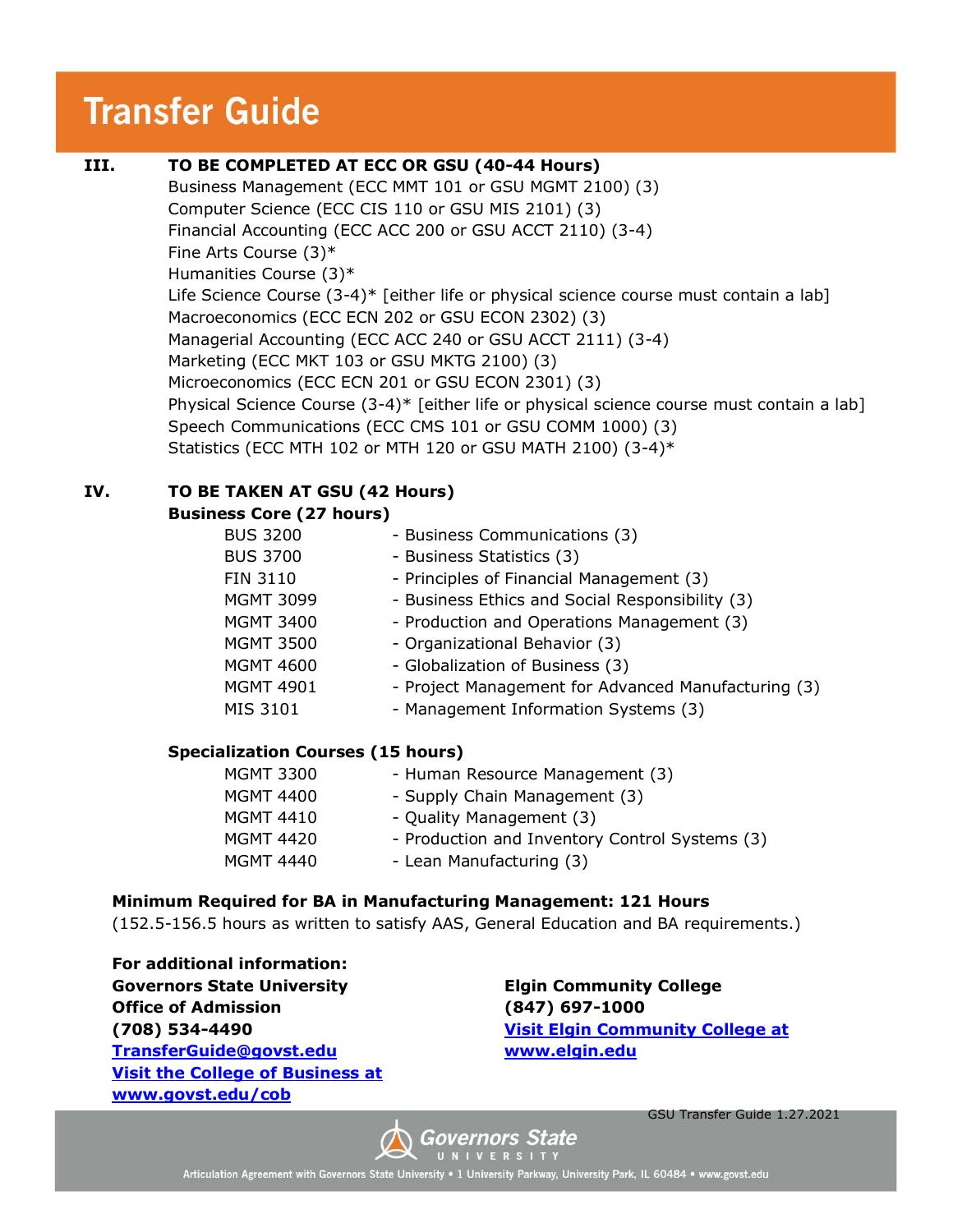# Transfer Guide

## III. TO BE COMPLETED AT ECC OR GSU (40-44 Hours)

Business Management (ECC MMT 101 or GSU MGMT 2100) (3)
Computer Science (ECC CIS 110 or GSU MIS 2101) (3)
Financial Accounting (ECC ACC 200 or GSU ACCT 2110) (3-4)
Fine Arts Course (3)*
Humanities Course (3)*
Life Science Course (3-4)* [either life or physical science course must contain a lab]
Macroeconomics (ECC ECN 202 or GSU ECON 2302) (3)
Managerial Accounting (ECC ACC 240 or GSU ACCT 2111) (3-4)
Marketing (ECC MKT 103 or GSU MKTG 2100) (3)
Microeconomics (ECC ECN 201 or GSU ECON 2301) (3)
Physical Science Course (3-4)* [either life or physical science course must contain a lab]
Speech Communications (ECC CMS 101 or GSU COMM 1000) (3)
Statistics (ECC MTH 102 or MTH 120 or GSU MATH 2100) (3-4)*

## IV. TO BE TAKEN AT GSU (42 Hours)

### Business Core (27 hours)

| | |
|---|---|
| BUS 3200 | - Business Communications (3) |
| BUS 3700 | - Business Statistics (3) |
| FIN 3110 | - Principles of Financial Management (3) |
| MGMT 3099 | - Business Ethics and Social Responsibility (3) |
| MGMT 3400 | - Production and Operations Management (3) |
| MGMT 3500 | - Organizational Behavior (3) |
| MGMT 4600 | - Globalization of Business (3) |
| MGMT 4901 | - Project Management for Advanced Manufacturing (3) |
| MIS 3101 | - Management Information Systems (3) |

### Specialization Courses (15 hours)

| | |
|---|---|
| MGMT 3300 | - Human Resource Management (3) |
| MGMT 4400 | - Supply Chain Management (3) |
| MGMT 4410 | - Quality Management (3) |
| MGMT 4420 | - Production and Inventory Control Systems (3) |
| MGMT 4440 | - Lean Manufacturing (3) |

**Minimum Required for BA in Manufacturing Management: 121 Hours**
(152.5-156.5 hours as written to satisfy AAS, General Education and BA requirements.)

**For additional information:**

**Governors State University**
**Office of Admission**
**(708) 534-4490**
**TransferGuide@govst.edu**
**Visit the College of Business at www.govst.edu/cob**

**Elgin Community College**
**(847) 697-1000**
**Visit Elgin Community College at www.elgin.edu**

GSU Transfer Guide 1.27.2021

Articulation Agreement with Governors State University • 1 University Parkway, University Park, IL 60484 • www.govst.edu